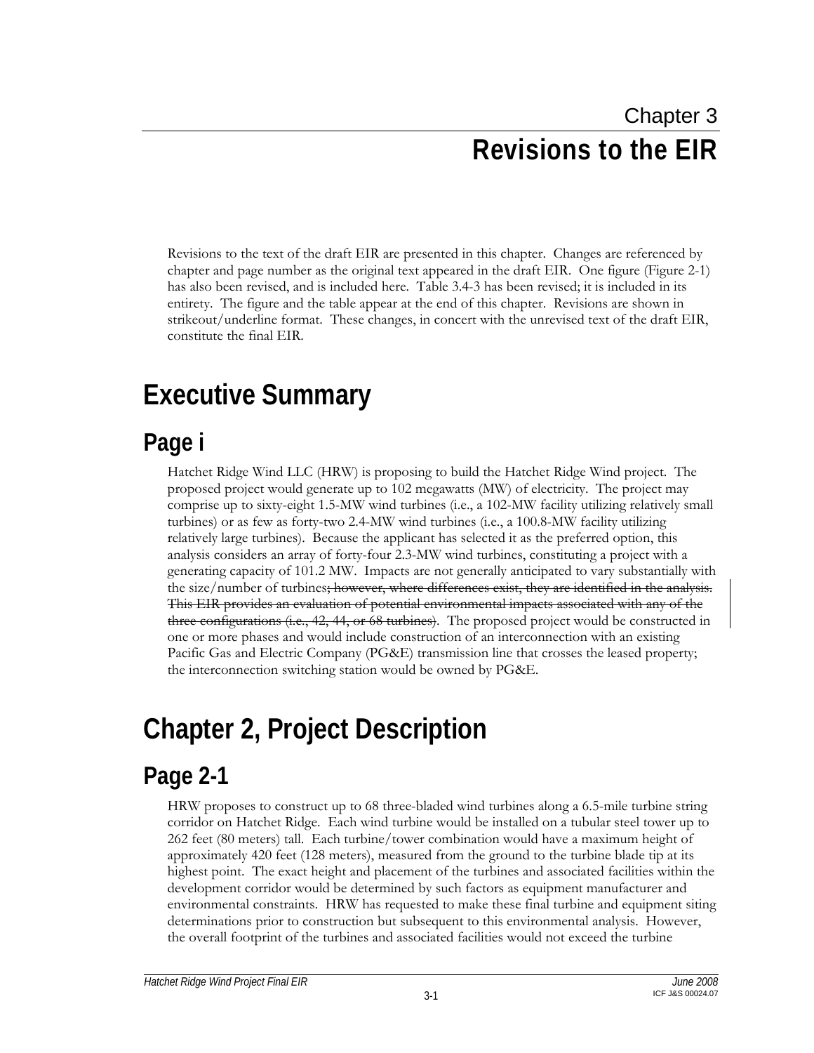# Chapter 3
# Revisions to the EIR

Revisions to the text of the draft EIR are presented in this chapter. Changes are referenced by chapter and page number as the original text appeared in the draft EIR. One figure (Figure 2-1) has also been revised, and is included here. Table 3.4-3 has been revised; it is included in its entirety. The figure and the table appear at the end of this chapter. Revisions are shown in strikeout/underline format. These changes, in concert with the unrevised text of the draft EIR, constitute the final EIR.

## Executive Summary

### Page i

Hatchet Ridge Wind LLC (HRW) is proposing to build the Hatchet Ridge Wind project. The proposed project would generate up to 102 megawatts (MW) of electricity. The project may comprise up to sixty-eight 1.5-MW wind turbines (i.e., a 102-MW facility utilizing relatively small turbines) or as few as forty-two 2.4-MW wind turbines (i.e., a 100.8-MW facility utilizing relatively large turbines). Because the applicant has selected it as the preferred option, this analysis considers an array of forty-four 2.3-MW wind turbines, constituting a project with a generating capacity of 101.2 MW. Impacts are not generally anticipated to vary substantially with the size/number of turbines~~; however, where differences exist, they are identified in the analysis. This EIR provides an evaluation of potential environmental impacts associated with any of the three configurations (i.e., 42, 44, or 68 turbines)~~. The proposed project would be constructed in one or more phases and would include construction of an interconnection with an existing Pacific Gas and Electric Company (PG&E) transmission line that crosses the leased property; the interconnection switching station would be owned by PG&E.

## Chapter 2, Project Description

### Page 2-1

HRW proposes to construct up to 68 three-bladed wind turbines along a 6.5-mile turbine string corridor on Hatchet Ridge. Each wind turbine would be installed on a tubular steel tower up to 262 feet (80 meters) tall. Each turbine/tower combination would have a maximum height of approximately 420 feet (128 meters), measured from the ground to the turbine blade tip at its highest point. The exact height and placement of the turbines and associated facilities within the development corridor would be determined by such factors as equipment manufacturer and environmental constraints. HRW has requested to make these final turbine and equipment siting determinations prior to construction but subsequent to this environmental analysis. However, the overall footprint of the turbines and associated facilities would not exceed the turbine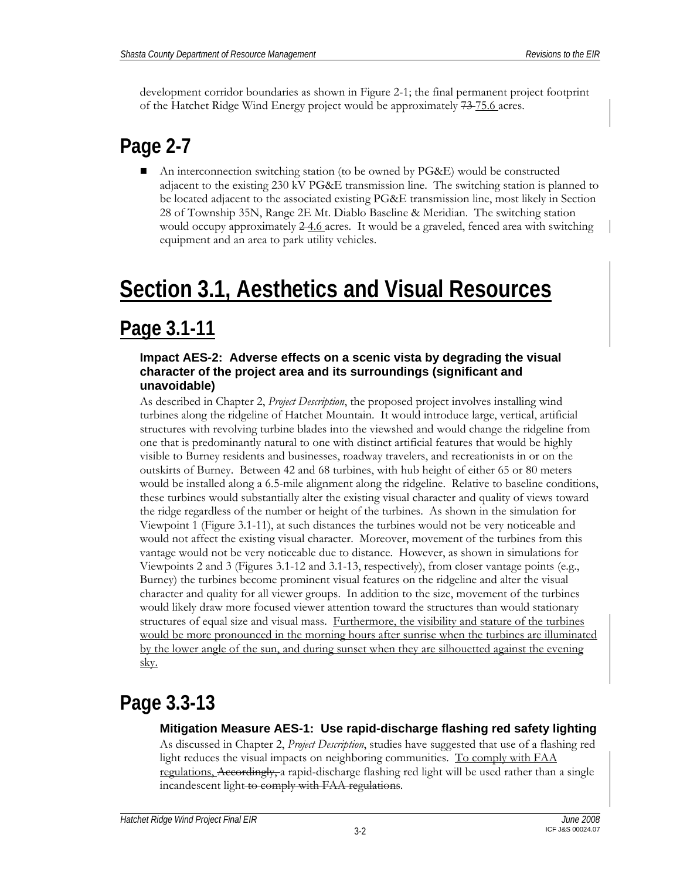development corridor boundaries as shown in Figure 2-1; the final permanent project footprint of the Hatchet Ridge Wind Energy project would be approximately ~~73~~ <u>75.6</u> acres.

## Page 2-7

- An interconnection switching station (to be owned by PG&E) would be constructed adjacent to the existing 230 kV PG&E transmission line. The switching station is planned to be located adjacent to the associated existing PG&E transmission line, most likely in Section 28 of Township 35N, Range 2E Mt. Diablo Baseline & Meridian. The switching station would occupy approximately ~~2~~ <u>4.6</u> acres. It would be a graveled, fenced area with switching equipment and an area to park utility vehicles.

# <u>Section 3.1, Aesthetics and Visual Resources</u>

## <u>Page 3.1-11</u>

### Impact AES-2: Adverse effects on a scenic vista by degrading the visual character of the project area and its surroundings (significant and unavoidable)

As described in Chapter 2, *Project Description*, the proposed project involves installing wind turbines along the ridgeline of Hatchet Mountain. It would introduce large, vertical, artificial structures with revolving turbine blades into the viewshed and would change the ridgeline from one that is predominantly natural to one with distinct artificial features that would be highly visible to Burney residents and businesses, roadway travelers, and recreationists in or on the outskirts of Burney. Between 42 and 68 turbines, with hub height of either 65 or 80 meters would be installed along a 6.5-mile alignment along the ridgeline. Relative to baseline conditions, these turbines would substantially alter the existing visual character and quality of views toward the ridge regardless of the number or height of the turbines. As shown in the simulation for Viewpoint 1 (Figure 3.1-11), at such distances the turbines would not be very noticeable and would not affect the existing visual character. Moreover, movement of the turbines from this vantage would not be very noticeable due to distance. However, as shown in simulations for Viewpoints 2 and 3 (Figures 3.1-12 and 3.1-13, respectively), from closer vantage points (e.g., Burney) the turbines become prominent visual features on the ridgeline and alter the visual character and quality for all viewer groups. In addition to the size, movement of the turbines would likely draw more focused viewer attention toward the structures than would stationary structures of equal size and visual mass. <u>Furthermore, the visibility and stature of the turbines would be more pronounced in the morning hours after sunrise when the turbines are illuminated by the lower angle of the sun, and during sunset when they are silhouetted against the evening sky.</u>

## Page 3.3-13

### Mitigation Measure AES-1: Use rapid-discharge flashing red safety lighting

As discussed in Chapter 2, *Project Description*, studies have suggested that use of a flashing red light reduces the visual impacts on neighboring communities. <u>To comply with FAA regulations,</u> ~~Accordingly,~~ a rapid-discharge flashing red light will be used rather than a single incandescent light ~~to comply with FAA regulations~~.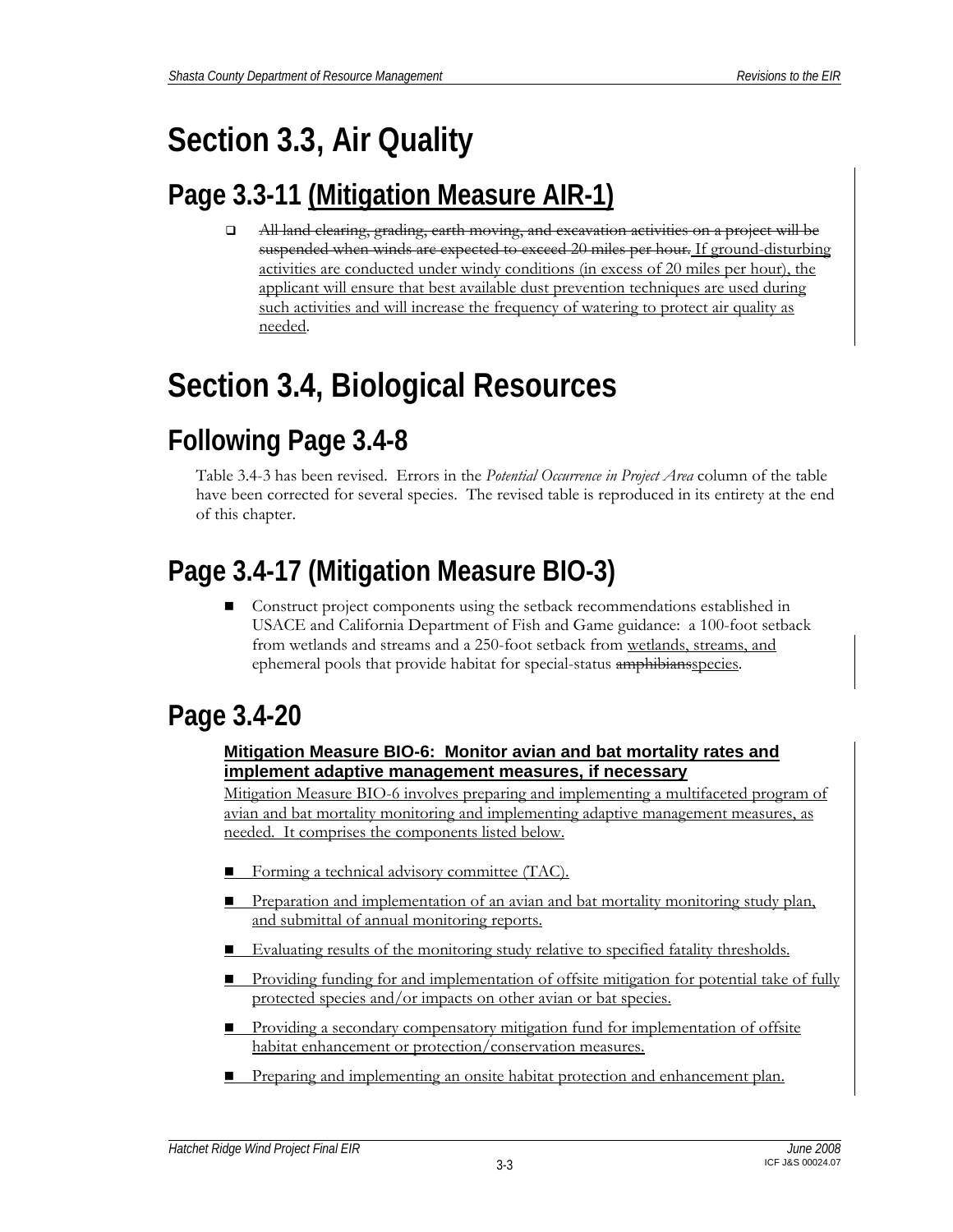# Section 3.3, Air Quality

## Page 3.3-11 <u>(Mitigation Measure AIR-1)</u>

- ~~All land clearing, grading, earth moving, and excavation activities on a project will be suspended when winds are expected to exceed 20 miles per hour.~~ <u>If ground-disturbing activities are conducted under windy conditions (in excess of 20 miles per hour), the applicant will ensure that best available dust prevention techniques are used during such activities and will increase the frequency of watering to protect air quality as needed</u>.

# Section 3.4, Biological Resources

## Following Page 3.4-8

Table 3.4-3 has been revised. Errors in the *Potential Occurrence in Project Area* column of the table have been corrected for several species. The revised table is reproduced in its entirety at the end of this chapter.

## Page 3.4-17 (Mitigation Measure BIO-3)

- Construct project components using the setback recommendations established in USACE and California Department of Fish and Game guidance: a 100-foot setback from wetlands and streams and a 250-foot setback from <u>wetlands, streams, and</u> ephemeral pools that provide habitat for special-status ~~amphibians~~<u>species</u>.

## Page 3.4-20

**<u>Mitigation Measure BIO-6: Monitor avian and bat mortality rates and implement adaptive management measures, if necessary</u>**

<u>Mitigation Measure BIO-6 involves preparing and implementing a multifaceted program of avian and bat mortality monitoring and implementing adaptive management measures, as needed. It comprises the components listed below.</u>

- <u>Forming a technical advisory committee (TAC).</u>
- <u>Preparation and implementation of an avian and bat mortality monitoring study plan, and submittal of annual monitoring reports.</u>
- <u>Evaluating results of the monitoring study relative to specified fatality thresholds.</u>
- <u>Providing funding for and implementation of offsite mitigation for potential take of fully protected species and/or impacts on other avian or bat species.</u>
- <u>Providing a secondary compensatory mitigation fund for implementation of offsite habitat enhancement or protection/conservation measures.</u>
- <u>Preparing and implementing an onsite habitat protection and enhancement plan.</u>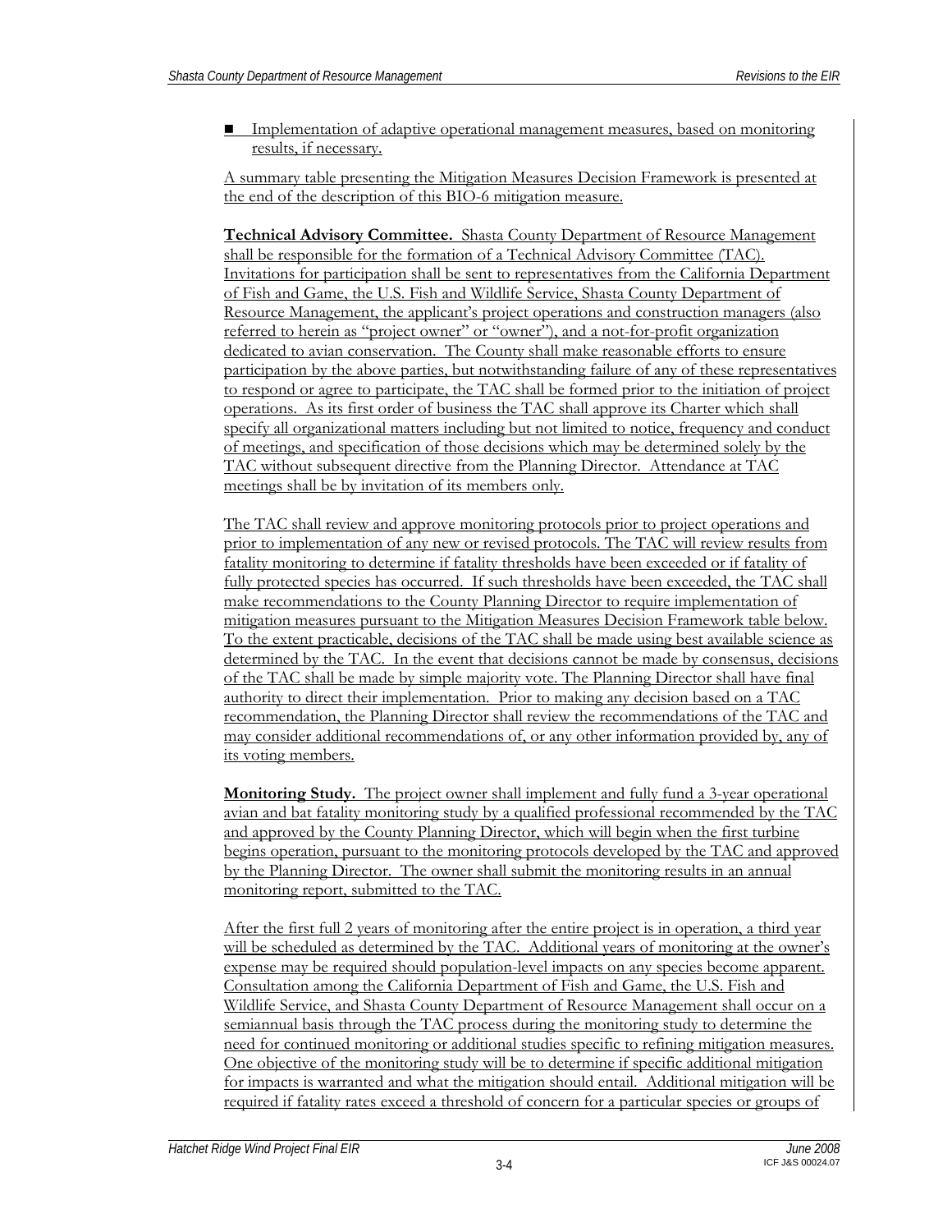- Implementation of adaptive operational management measures, based on monitoring results, if necessary.

A summary table presenting the Mitigation Measures Decision Framework is presented at the end of the description of this BIO-6 mitigation measure.

**Technical Advisory Committee.** Shasta County Department of Resource Management shall be responsible for the formation of a Technical Advisory Committee (TAC). Invitations for participation shall be sent to representatives from the California Department of Fish and Game, the U.S. Fish and Wildlife Service, Shasta County Department of Resource Management, the applicant's project operations and construction managers (also referred to herein as "project owner" or "owner"), and a not-for-profit organization dedicated to avian conservation. The County shall make reasonable efforts to ensure participation by the above parties, but notwithstanding failure of any of these representatives to respond or agree to participate, the TAC shall be formed prior to the initiation of project operations. As its first order of business the TAC shall approve its Charter which shall specify all organizational matters including but not limited to notice, frequency and conduct of meetings, and specification of those decisions which may be determined solely by the TAC without subsequent directive from the Planning Director. Attendance at TAC meetings shall be by invitation of its members only.

The TAC shall review and approve monitoring protocols prior to project operations and prior to implementation of any new or revised protocols. The TAC will review results from fatality monitoring to determine if fatality thresholds have been exceeded or if fatality of fully protected species has occurred. If such thresholds have been exceeded, the TAC shall make recommendations to the County Planning Director to require implementation of mitigation measures pursuant to the Mitigation Measures Decision Framework table below. To the extent practicable, decisions of the TAC shall be made using best available science as determined by the TAC. In the event that decisions cannot be made by consensus, decisions of the TAC shall be made by simple majority vote. The Planning Director shall have final authority to direct their implementation. Prior to making any decision based on a TAC recommendation, the Planning Director shall review the recommendations of the TAC and may consider additional recommendations of, or any other information provided by, any of its voting members.

**Monitoring Study.** The project owner shall implement and fully fund a 3-year operational avian and bat fatality monitoring study by a qualified professional recommended by the TAC and approved by the County Planning Director, which will begin when the first turbine begins operation, pursuant to the monitoring protocols developed by the TAC and approved by the Planning Director. The owner shall submit the monitoring results in an annual monitoring report, submitted to the TAC.

After the first full 2 years of monitoring after the entire project is in operation, a third year will be scheduled as determined by the TAC. Additional years of monitoring at the owner's expense may be required should population-level impacts on any species become apparent. Consultation among the California Department of Fish and Game, the U.S. Fish and Wildlife Service, and Shasta County Department of Resource Management shall occur on a semiannual basis through the TAC process during the monitoring study to determine the need for continued monitoring or additional studies specific to refining mitigation measures. One objective of the monitoring study will be to determine if specific additional mitigation for impacts is warranted and what the mitigation should entail. Additional mitigation will be required if fatality rates exceed a threshold of concern for a particular species or groups of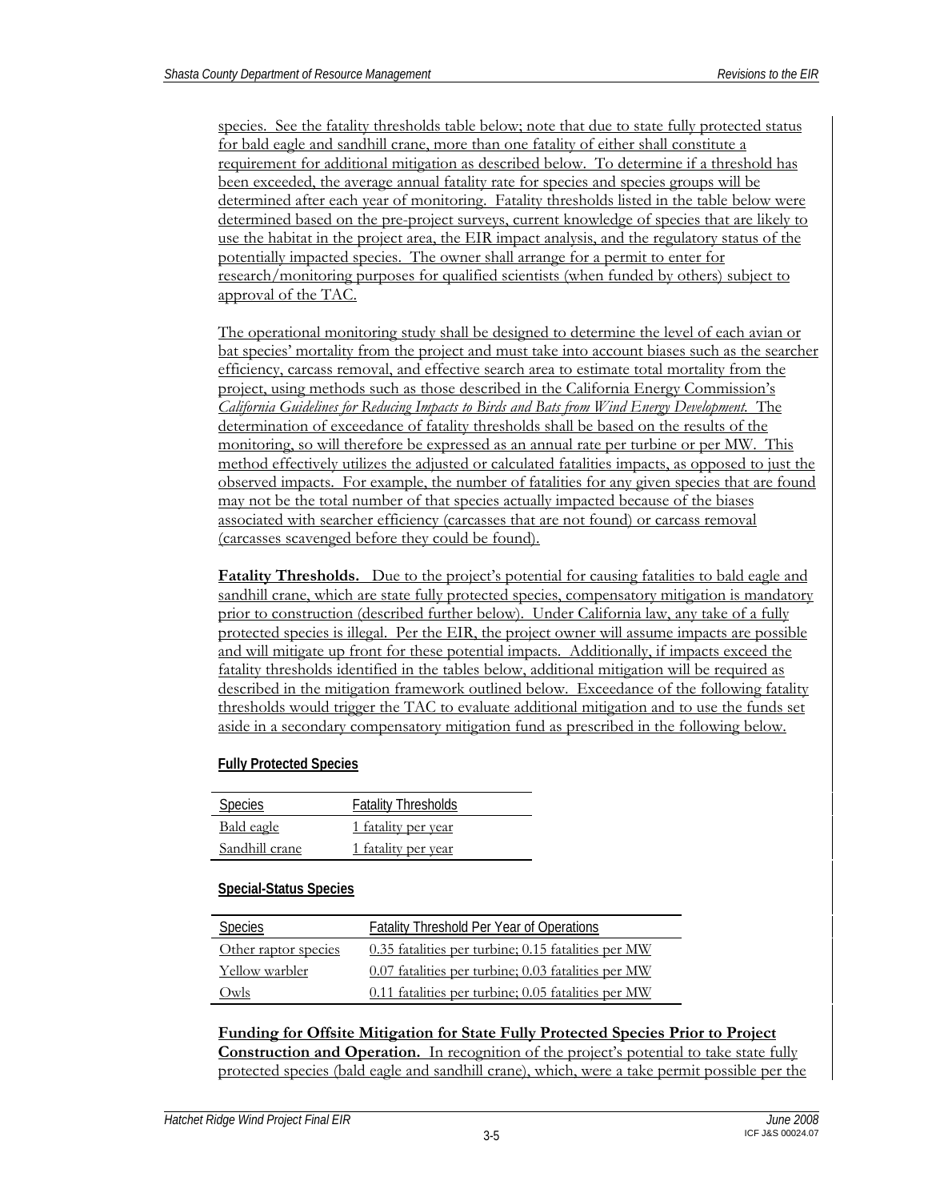species. See the fatality thresholds table below; note that due to state fully protected status for bald eagle and sandhill crane, more than one fatality of either shall constitute a requirement for additional mitigation as described below. To determine if a threshold has been exceeded, the average annual fatality rate for species and species groups will be determined after each year of monitoring. Fatality thresholds listed in the table below were determined based on the pre-project surveys, current knowledge of species that are likely to use the habitat in the project area, the EIR impact analysis, and the regulatory status of the potentially impacted species. The owner shall arrange for a permit to enter for research/monitoring purposes for qualified scientists (when funded by others) subject to approval of the TAC.

The operational monitoring study shall be designed to determine the level of each avian or bat species' mortality from the project and must take into account biases such as the searcher efficiency, carcass removal, and effective search area to estimate total mortality from the project, using methods such as those described in the California Energy Commission's *California Guidelines for Reducing Impacts to Birds and Bats from Wind Energy Development.* The determination of exceedance of fatality thresholds shall be based on the results of the monitoring, so will therefore be expressed as an annual rate per turbine or per MW. This method effectively utilizes the adjusted or calculated fatalities impacts, as opposed to just the observed impacts. For example, the number of fatalities for any given species that are found may not be the total number of that species actually impacted because of the biases associated with searcher efficiency (carcasses that are not found) or carcass removal (carcasses scavenged before they could be found).

**Fatality Thresholds.** Due to the project's potential for causing fatalities to bald eagle and sandhill crane, which are state fully protected species, compensatory mitigation is mandatory prior to construction (described further below). Under California law, any take of a fully protected species is illegal. Per the EIR, the project owner will assume impacts are possible and will mitigate up front for these potential impacts. Additionally, if impacts exceed the fatality thresholds identified in the tables below, additional mitigation will be required as described in the mitigation framework outlined below. Exceedance of the following fatality thresholds would trigger the TAC to evaluate additional mitigation and to use the funds set aside in a secondary compensatory mitigation fund as prescribed in the following below.

**Fully Protected Species**

| Species | Fatality Thresholds |
|---|---|
| Bald eagle | 1 fatality per year |
| Sandhill crane | 1 fatality per year |

**Special-Status Species**

| Species | Fatality Threshold Per Year of Operations |
|---|---|
| Other raptor species | 0.35 fatalities per turbine; 0.15 fatalities per MW |
| Yellow warbler | 0.07 fatalities per turbine; 0.03 fatalities per MW |
| Owls | 0.11 fatalities per turbine; 0.05 fatalities per MW |

**Funding for Offsite Mitigation for State Fully Protected Species Prior to Project Construction and Operation.** In recognition of the project's potential to take state fully protected species (bald eagle and sandhill crane), which, were a take permit possible per the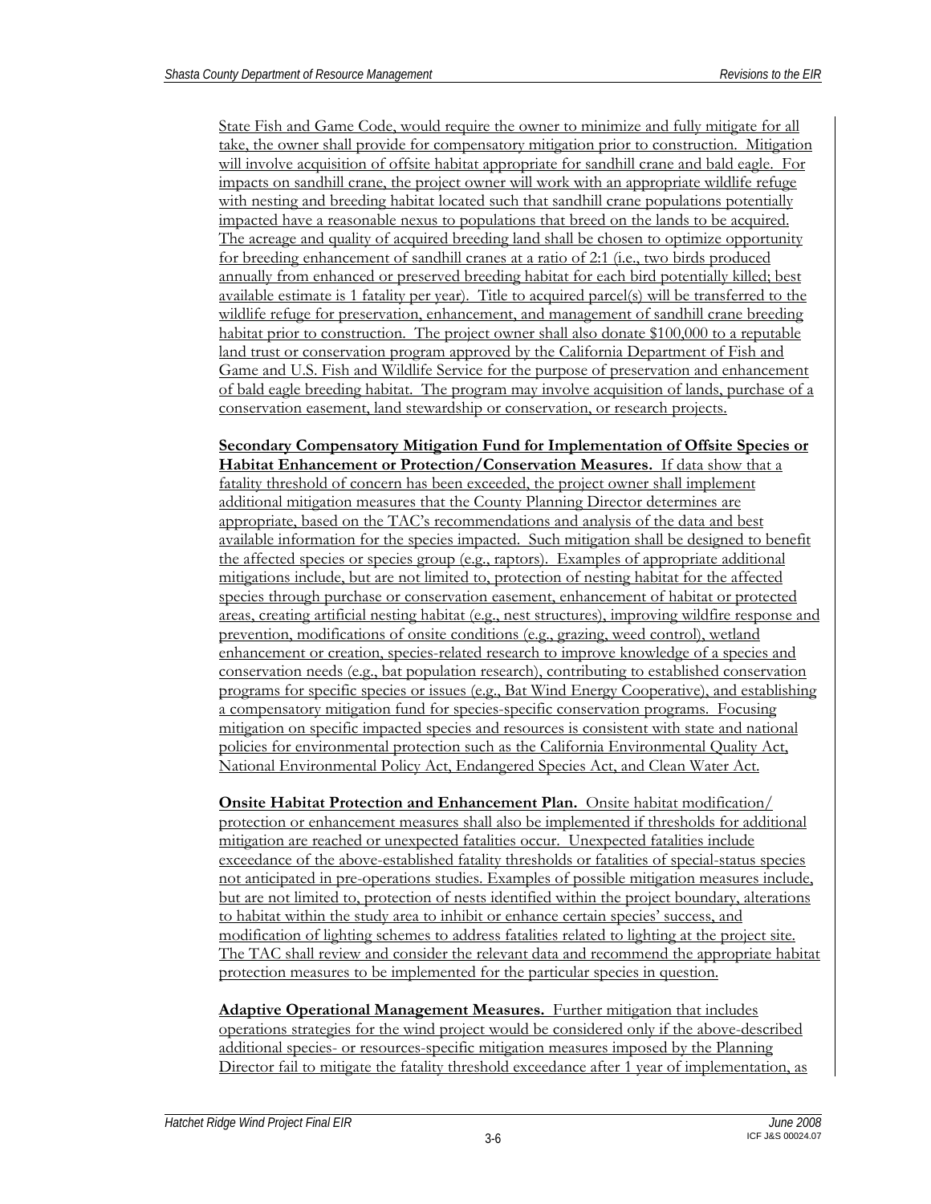State Fish and Game Code, would require the owner to minimize and fully mitigate for all take, the owner shall provide for compensatory mitigation prior to construction. Mitigation will involve acquisition of offsite habitat appropriate for sandhill crane and bald eagle. For impacts on sandhill crane, the project owner will work with an appropriate wildlife refuge with nesting and breeding habitat located such that sandhill crane populations potentially impacted have a reasonable nexus to populations that breed on the lands to be acquired. The acreage and quality of acquired breeding land shall be chosen to optimize opportunity for breeding enhancement of sandhill cranes at a ratio of 2:1 (i.e., two birds produced annually from enhanced or preserved breeding habitat for each bird potentially killed; best available estimate is 1 fatality per year). Title to acquired parcel(s) will be transferred to the wildlife refuge for preservation, enhancement, and management of sandhill crane breeding habitat prior to construction. The project owner shall also donate $100,000 to a reputable land trust or conservation program approved by the California Department of Fish and Game and U.S. Fish and Wildlife Service for the purpose of preservation and enhancement of bald eagle breeding habitat. The program may involve acquisition of lands, purchase of a conservation easement, land stewardship or conservation, or research projects.

**Secondary Compensatory Mitigation Fund for Implementation of Offsite Species or Habitat Enhancement or Protection/Conservation Measures.** If data show that a fatality threshold of concern has been exceeded, the project owner shall implement additional mitigation measures that the County Planning Director determines are appropriate, based on the TAC's recommendations and analysis of the data and best available information for the species impacted. Such mitigation shall be designed to benefit the affected species or species group (e.g., raptors). Examples of appropriate additional mitigations include, but are not limited to, protection of nesting habitat for the affected species through purchase or conservation easement, enhancement of habitat or protected areas, creating artificial nesting habitat (e.g., nest structures), improving wildfire response and prevention, modifications of onsite conditions (e.g., grazing, weed control), wetland enhancement or creation, species-related research to improve knowledge of a species and conservation needs (e.g., bat population research), contributing to established conservation programs for specific species or issues (e.g., Bat Wind Energy Cooperative), and establishing a compensatory mitigation fund for species-specific conservation programs. Focusing mitigation on specific impacted species and resources is consistent with state and national policies for environmental protection such as the California Environmental Quality Act, National Environmental Policy Act, Endangered Species Act, and Clean Water Act.

**Onsite Habitat Protection and Enhancement Plan.** Onsite habitat modification/ protection or enhancement measures shall also be implemented if thresholds for additional mitigation are reached or unexpected fatalities occur. Unexpected fatalities include exceedance of the above-established fatality thresholds or fatalities of special-status species not anticipated in pre-operations studies. Examples of possible mitigation measures include, but are not limited to, protection of nests identified within the project boundary, alterations to habitat within the study area to inhibit or enhance certain species' success, and modification of lighting schemes to address fatalities related to lighting at the project site. The TAC shall review and consider the relevant data and recommend the appropriate habitat protection measures to be implemented for the particular species in question.

**Adaptive Operational Management Measures.** Further mitigation that includes operations strategies for the wind project would be considered only if the above-described additional species- or resources-specific mitigation measures imposed by the Planning Director fail to mitigate the fatality threshold exceedance after 1 year of implementation, as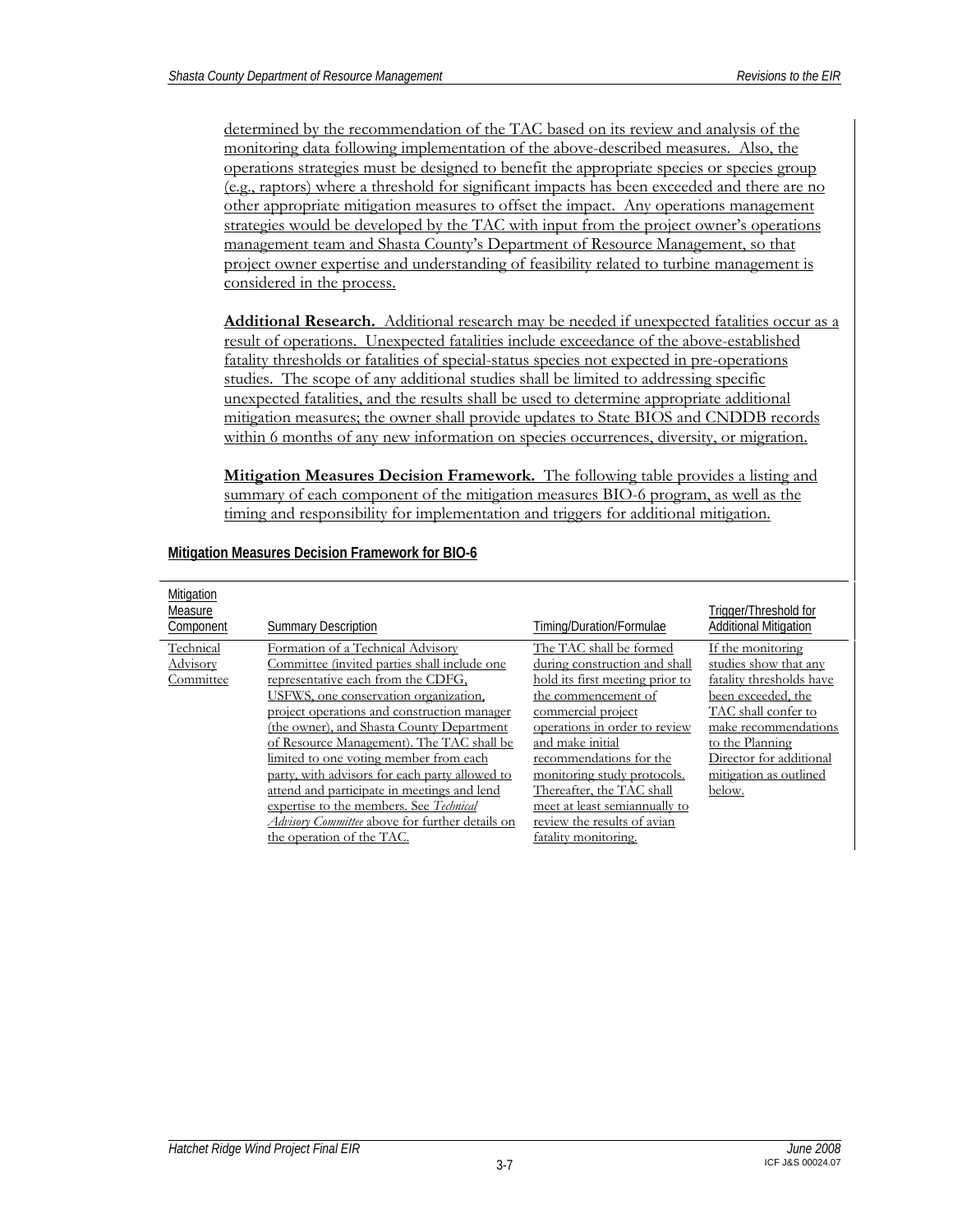determined by the recommendation of the TAC based on its review and analysis of the monitoring data following implementation of the above-described measures. Also, the operations strategies must be designed to benefit the appropriate species or species group (e.g., raptors) where a threshold for significant impacts has been exceeded and there are no other appropriate mitigation measures to offset the impact. Any operations management strategies would be developed by the TAC with input from the project owner's operations management team and Shasta County's Department of Resource Management, so that project owner expertise and understanding of feasibility related to turbine management is considered in the process.

**Additional Research.** Additional research may be needed if unexpected fatalities occur as a result of operations. Unexpected fatalities include exceedance of the above-established fatality thresholds or fatalities of special-status species not expected in pre-operations studies. The scope of any additional studies shall be limited to addressing specific unexpected fatalities, and the results shall be used to determine appropriate additional mitigation measures; the owner shall provide updates to State BIOS and CNDDB records within 6 months of any new information on species occurrences, diversity, or migration.

**Mitigation Measures Decision Framework.** The following table provides a listing and summary of each component of the mitigation measures BIO-6 program, as well as the timing and responsibility for implementation and triggers for additional mitigation.

**Mitigation Measures Decision Framework for BIO-6**

| Mitigation Measure Component | Summary Description | Timing/Duration/Formulae | Trigger/Threshold for Additional Mitigation |
|---|---|---|---|
| Technical Advisory Committee | Formation of a Technical Advisory Committee (invited parties shall include one representative each from the CDFG, USFWS, one conservation organization, project operations and construction manager (the owner), and Shasta County Department of Resource Management). The TAC shall be limited to one voting member from each party, with advisors for each party allowed to attend and participate in meetings and lend expertise to the members. See *Technical Advisory Committee* above for further details on the operation of the TAC. | The TAC shall be formed during construction and shall hold its first meeting prior to the commencement of commercial project operations in order to review and make initial recommendations for the monitoring study protocols. Thereafter, the TAC shall meet at least semiannually to review the results of avian fatality monitoring. | If the monitoring studies show that any fatality thresholds have been exceeded, the TAC shall confer to make recommendations to the Planning Director for additional mitigation as outlined below. |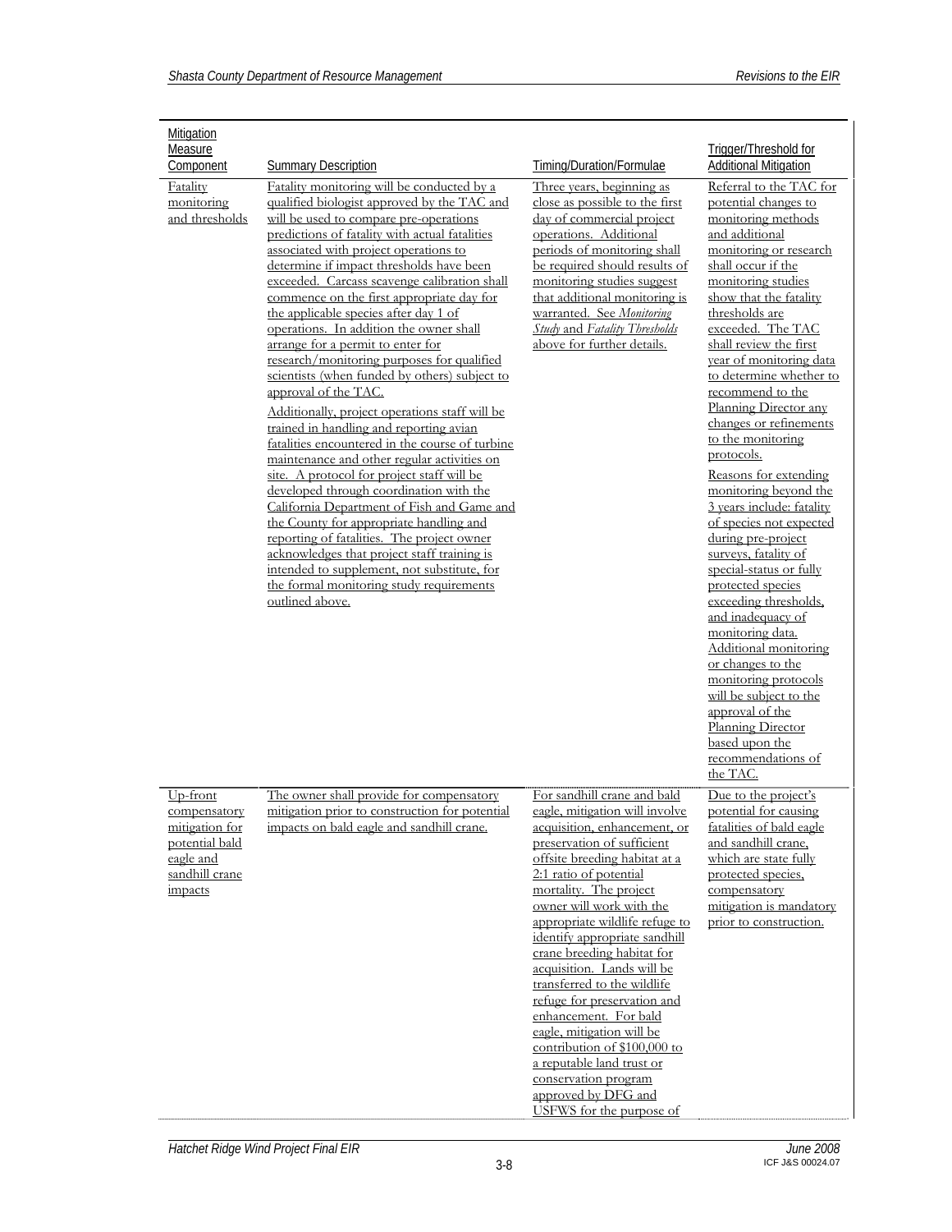| Mitigation Measure Component | Summary Description | Timing/Duration/Formulae | Trigger/Threshold for Additional Mitigation |
|---|---|---|---|
| Fatality monitoring and thresholds | Fatality monitoring will be conducted by a qualified biologist approved by the TAC and will be used to compare pre-operations predictions of fatality with actual fatalities associated with project operations to determine if impact thresholds have been exceeded. Carcass scavenge calibration shall commence on the first appropriate day for the applicable species after day 1 of operations. In addition the owner shall arrange for a permit to enter for research/monitoring purposes for qualified scientists (when funded by others) subject to approval of the TAC.<br><br>Additionally, project operations staff will be trained in handling and reporting avian fatalities encountered in the course of turbine maintenance and other regular activities on site. A protocol for project staff will be developed through coordination with the California Department of Fish and Game and the County for appropriate handling and reporting of fatalities. The project owner acknowledges that project staff training is intended to supplement, not substitute, for the formal monitoring study requirements outlined above. | Three years, beginning as close as possible to the first day of commercial project operations. Additional periods of monitoring shall be required should results of monitoring studies suggest that additional monitoring is warranted. See *Monitoring Study* and *Fatality Thresholds* above for further details. | Referral to the TAC for potential changes to monitoring methods and additional monitoring or research shall occur if the monitoring studies show that the fatality thresholds are exceeded. The TAC shall review the first year of monitoring data to determine whether to recommend to the Planning Director any changes or refinements to the monitoring protocols.<br><br>Reasons for extending monitoring beyond the 3 years include: fatality of species not expected during pre-project surveys, fatality of special-status or fully protected species exceeding thresholds, and inadequacy of monitoring data. Additional monitoring or changes to the monitoring protocols will be subject to the approval of the Planning Director based upon the recommendations of the TAC. |
| Up-front compensatory mitigation for potential bald eagle and sandhill crane impacts | The owner shall provide for compensatory mitigation prior to construction for potential impacts on bald eagle and sandhill crane. | For sandhill crane and bald eagle, mitigation will involve acquisition, enhancement, or preservation of sufficient offsite breeding habitat at a 2:1 ratio of potential mortality. The project owner will work with the appropriate wildlife refuge to identify appropriate sandhill crane breeding habitat for acquisition. Lands will be transferred to the wildlife refuge for preservation and enhancement. For bald eagle, mitigation will be contribution of $100,000 to a reputable land trust or conservation program approved by DFG and USFWS for the purpose of | Due to the project's potential for causing fatalities of bald eagle and sandhill crane, which are state fully protected species, compensatory mitigation is mandatory prior to construction. |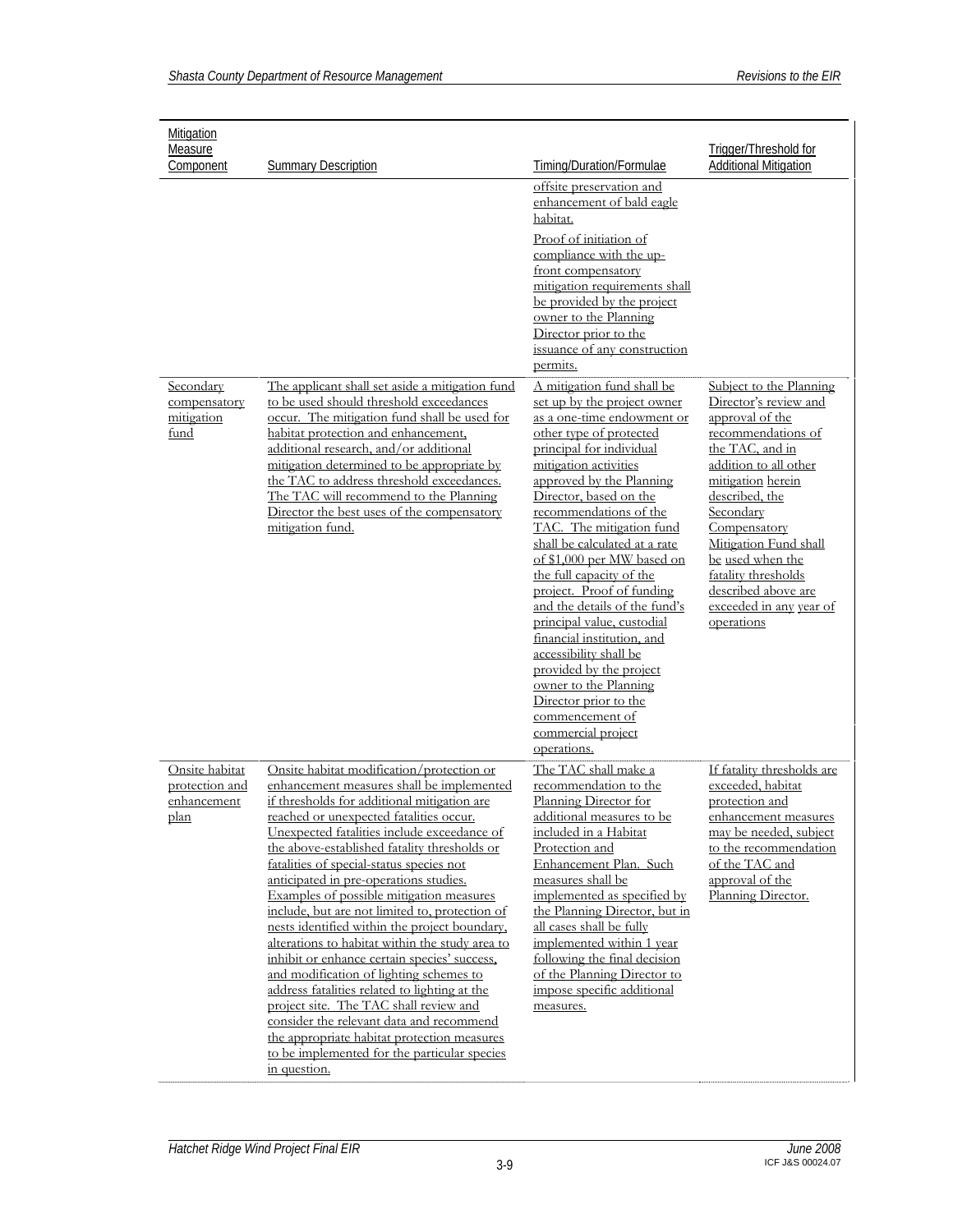| Mitigation Measure Component | Summary Description | Timing/Duration/Formulae | Trigger/Threshold for Additional Mitigation |
|---|---|---|---|
| | | offsite preservation and enhancement of bald eagle habitat.<br><br>Proof of initiation of compliance with the up-front compensatory mitigation requirements shall be provided by the project owner to the Planning Director prior to the issuance of any construction permits. | |
| Secondary compensatory mitigation fund | The applicant shall set aside a mitigation fund to be used should threshold exceedances occur. The mitigation fund shall be used for habitat protection and enhancement, additional research, and/or additional mitigation determined to be appropriate by the TAC to address threshold exceedances. The TAC will recommend to the Planning Director the best uses of the compensatory mitigation fund. | A mitigation fund shall be set up by the project owner as a one-time endowment or other type of protected principal for individual mitigation activities approved by the Planning Director, based on the recommendations of the TAC. The mitigation fund shall be calculated at a rate of $1,000 per MW based on the full capacity of the project. Proof of funding and the details of the fund's principal value, custodial financial institution, and accessibility shall be provided by the project owner to the Planning Director prior to the commencement of commercial project operations. | Subject to the Planning Director's review and approval of the recommendations of the TAC, and in addition to all other mitigation herein described, the Secondary Compensatory Mitigation Fund shall be used when the fatality thresholds described above are exceeded in any year of operations |
| Onsite habitat protection and enhancement plan | Onsite habitat modification/protection or enhancement measures shall be implemented if thresholds for additional mitigation are reached or unexpected fatalities occur. Unexpected fatalities include exceedance of the above-established fatality thresholds or fatalities of special-status species not anticipated in pre-operations studies. Examples of possible mitigation measures include, but are not limited to, protection of nests identified within the project boundary, alterations to habitat within the study area to inhibit or enhance certain species' success, and modification of lighting schemes to address fatalities related to lighting at the project site. The TAC shall review and consider the relevant data and recommend the appropriate habitat protection measures to be implemented for the particular species in question. | The TAC shall make a recommendation to the Planning Director for additional measures to be included in a Habitat Protection and Enhancement Plan. Such measures shall be implemented as specified by the Planning Director, but in all cases shall be fully implemented within 1 year following the final decision of the Planning Director to impose specific additional measures. | If fatality thresholds are exceeded, habitat protection and enhancement measures may be needed, subject to the recommendation of the TAC and approval of the Planning Director. |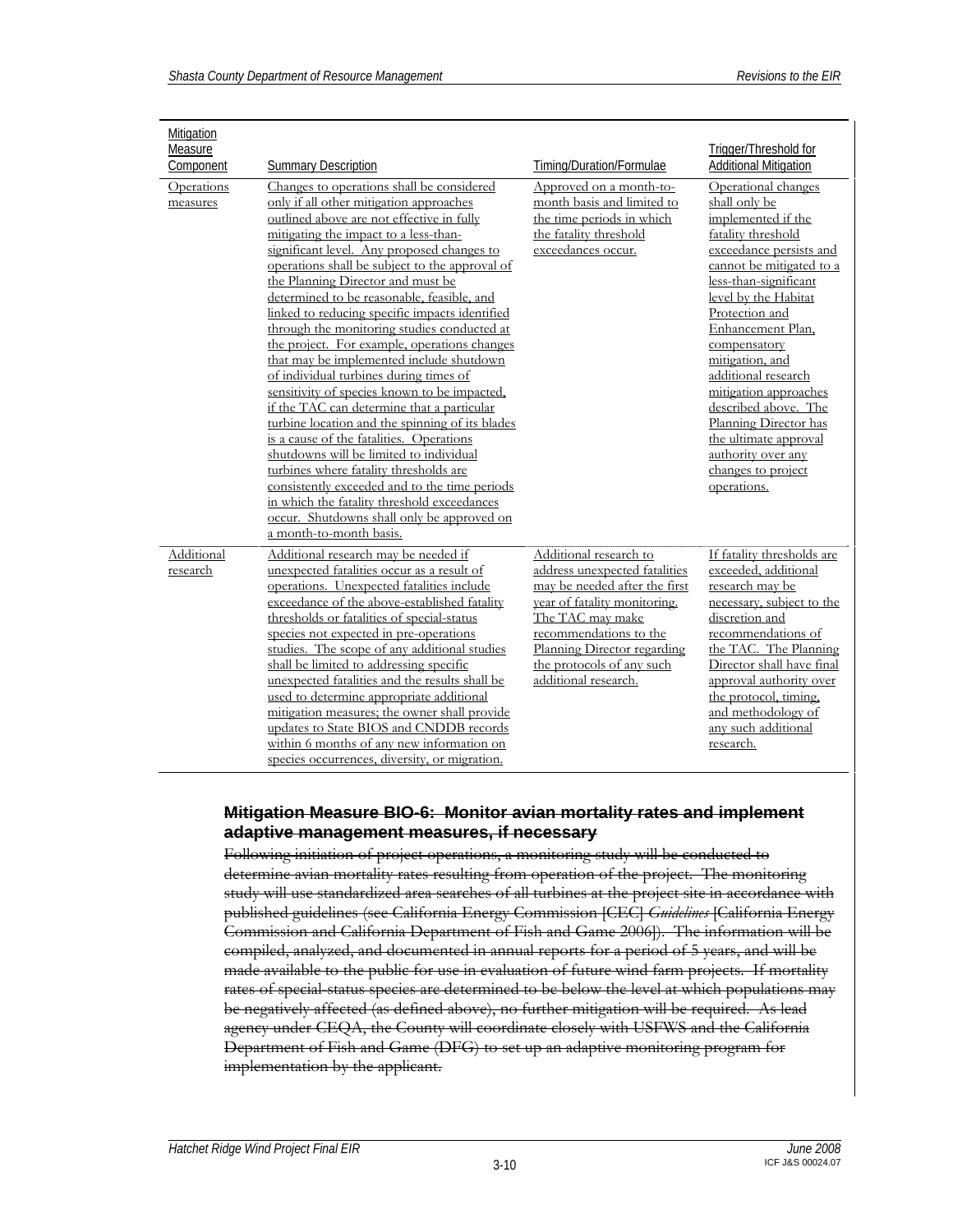| Mitigation Measure Component | Summary Description | Timing/Duration/Formulae | Trigger/Threshold for Additional Mitigation |
|---|---|---|---|
| Operations measures | Changes to operations shall be considered only if all other mitigation approaches outlined above are not effective in fully mitigating the impact to a less-than-significant level. Any proposed changes to operations shall be subject to the approval of the Planning Director and must be determined to be reasonable, feasible, and linked to reducing specific impacts identified through the monitoring studies conducted at the project. For example, operations changes that may be implemented include shutdown of individual turbines during times of sensitivity of species known to be impacted, if the TAC can determine that a particular turbine location and the spinning of its blades is a cause of the fatalities. Operations shutdowns will be limited to individual turbines where fatality thresholds are consistently exceeded and to the time periods in which the fatality threshold exceedances occur. Shutdowns shall only be approved on a month-to-month basis. | Approved on a month-to-month basis and limited to the time periods in which the fatality threshold exceedances occur. | Operational changes shall only be implemented if the fatality threshold exceedance persists and cannot be mitigated to a less-than-significant level by the Habitat Protection and Enhancement Plan, compensatory mitigation, and additional research mitigation approaches described above. The Planning Director has the ultimate approval authority over any changes to project operations. |
| Additional research | Additional research may be needed if unexpected fatalities occur as a result of operations. Unexpected fatalities include exceedance of the above-established fatality thresholds or fatalities of special-status species not expected in pre-operations studies. The scope of any additional studies shall be limited to addressing specific unexpected fatalities and the results shall be used to determine appropriate additional mitigation measures; the owner shall provide updates to State BIOS and CNDDB records within 6 months of any new information on species occurrences, diversity, or migration. | Additional research to address unexpected fatalities may be needed after the first year of fatality monitoring. The TAC may make recommendations to the Planning Director regarding the protocols of any such additional research. | If fatality thresholds are exceeded, additional research may be necessary, subject to the discretion and recommendations of the TAC. The Planning Director shall have final approval authority over the protocol, timing, and methodology of any such additional research. |

**~~Mitigation Measure BIO-6: Monitor avian mortality rates and implement adaptive management measures, if necessary~~**

~~Following initiation of project operations, a monitoring study will be conducted to determine avian mortality rates resulting from operation of the project. The monitoring study will use standardized area searches of all turbines at the project site in accordance with published guidelines (see California Energy Commission [CEC] *Guidelines* [California Energy Commission and California Department of Fish and Game 2006]). The information will be compiled, analyzed, and documented in annual reports for a period of 5 years, and will be made available to the public for use in evaluation of future wind farm projects. If mortality rates of special-status species are determined to be below the level at which populations may be negatively affected (as defined above), no further mitigation will be required. As lead agency under CEQA, the County will coordinate closely with USFWS and the California Department of Fish and Game (DFG) to set up an adaptive monitoring program for implementation by the applicant.~~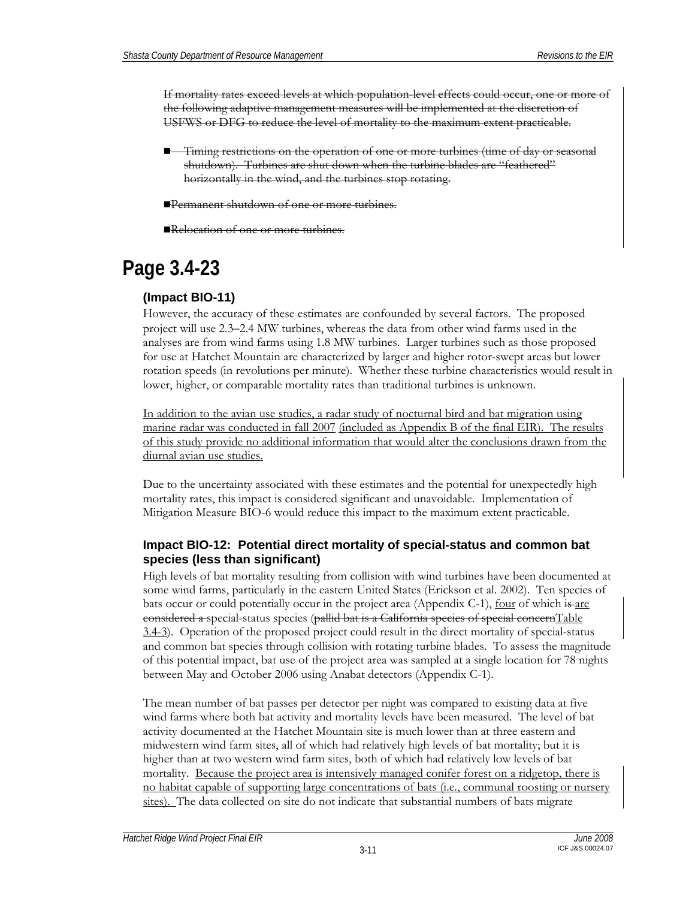~~If mortality rates exceed levels at which population-level effects could occur, one or more of the following adaptive management measures will be implemented at the discretion of USFWS or DFG to reduce the level of mortality to the maximum extent practicable.~~

- ~~Timing restrictions on the operation of one or more turbines (time of day or seasonal shutdown). Turbines are shut down when the turbine blades are "feathered" horizontally in the wind, and the turbines stop rotating.~~
- ~~Permanent shutdown of one or more turbines.~~
- ~~Relocation of one or more turbines.~~

# Page 3.4-23

### (Impact BIO-11)

However, the accuracy of these estimates are confounded by several factors. The proposed project will use 2.3–2.4 MW turbines, whereas the data from other wind farms used in the analyses are from wind farms using 1.8 MW turbines. Larger turbines such as those proposed for use at Hatchet Mountain are characterized by larger and higher rotor-swept areas but lower rotation speeds (in revolutions per minute). Whether these turbine characteristics would result in lower, higher, or comparable mortality rates than traditional turbines is unknown.

<u>In addition to the avian use studies, a radar study of nocturnal bird and bat migration using marine radar was conducted in fall 2007</u> <u>(included as Appendix B of the final EIR). The results of this study provide no additional information that would alter the conclusions drawn from the diurnal avian use studies.</u>

Due to the uncertainty associated with these estimates and the potential for unexpectedly high mortality rates, this impact is considered significant and unavoidable. Implementation of Mitigation Measure BIO-6 would reduce this impact to the maximum extent practicable.

### Impact BIO-12: Potential direct mortality of special-status and common bat species (less than significant)

High levels of bat mortality resulting from collision with wind turbines have been documented at some wind farms, particularly in the eastern United States (Erickson et al. 2002). Ten species of bats occur or could potentially occur in the project area (Appendix C-1), <u>four</u> of which ~~is~~ <u>are</u> ~~considered a~~ special-status species (~~pallid bat is a California species of special concern~~<u>Table 3.4-3</u>). Operation of the proposed project could result in the direct mortality of special-status and common bat species through collision with rotating turbine blades. To assess the magnitude of this potential impact, bat use of the project area was sampled at a single location for 78 nights between May and October 2006 using Anabat detectors (Appendix C-1).

The mean number of bat passes per detector per night was compared to existing data at five wind farms where both bat activity and mortality levels have been measured. The level of bat activity documented at the Hatchet Mountain site is much lower than at three eastern and midwestern wind farm sites, all of which had relatively high levels of bat mortality; but it is higher than at two western wind farm sites, both of which had relatively low levels of bat mortality. <u>Because the project area is intensively managed conifer forest on a ridgetop, there is no habitat capable of supporting large concentrations of bats (i.e., communal roosting or nursery sites).</u> The data collected on site do not indicate that substantial numbers of bats migrate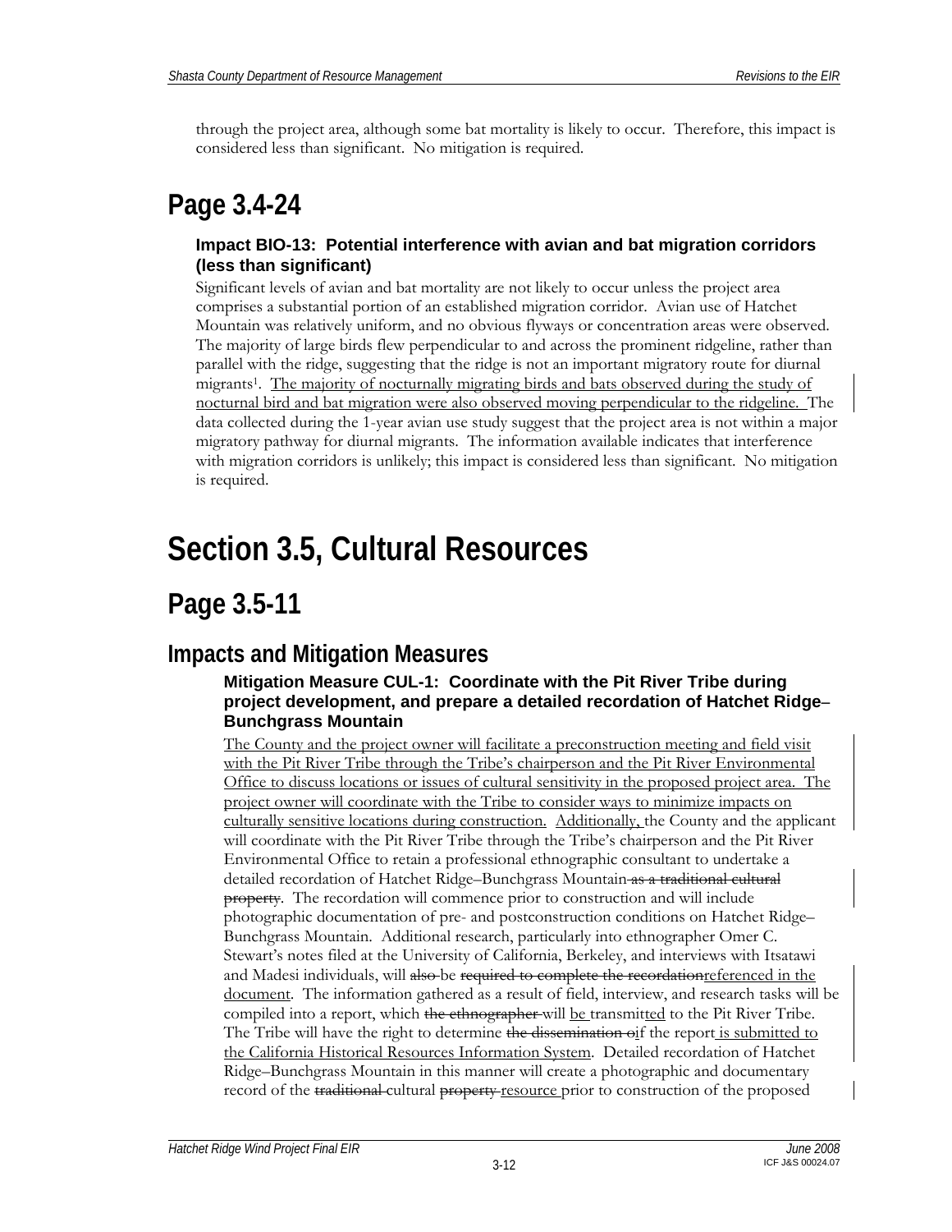through the project area, although some bat mortality is likely to occur. Therefore, this impact is considered less than significant. No mitigation is required.

# Page 3.4-24

### Impact BIO-13: Potential interference with avian and bat migration corridors (less than significant)

Significant levels of avian and bat mortality are not likely to occur unless the project area comprises a substantial portion of an established migration corridor. Avian use of Hatchet Mountain was relatively uniform, and no obvious flyways or concentration areas were observed. The majority of large birds flew perpendicular to and across the prominent ridgeline, rather than parallel with the ridge, suggesting that the ridge is not an important migratory route for diurnal migrants[1]. <u>The majority of nocturnally migrating birds and bats observed during the study of nocturnal bird and bat migration were also observed moving perpendicular to the ridgeline.</u> The data collected during the 1-year avian use study suggest that the project area is not within a major migratory pathway for diurnal migrants. The information available indicates that interference with migration corridors is unlikely; this impact is considered less than significant. No mitigation is required.

# Section 3.5, Cultural Resources

# Page 3.5-11

## Impacts and Mitigation Measures

### Mitigation Measure CUL-1: Coordinate with the Pit River Tribe during project development, and prepare a detailed recordation of Hatchet Ridge–Bunchgrass Mountain

<u>The County and the project owner will facilitate a preconstruction meeting and field visit with the Pit River Tribe through the Tribe's chairperson and the Pit River Environmental Office to discuss locations or issues of cultural sensitivity in the proposed project area. The project owner will coordinate with the Tribe to consider ways to minimize impacts on culturally sensitive locations during construction.</u> <u>Additionally,</u> the County and the applicant will coordinate with the Pit River Tribe through the Tribe's chairperson and the Pit River Environmental Office to retain a professional ethnographic consultant to undertake a detailed recordation of Hatchet Ridge–Bunchgrass Mountain~~ as a traditional cultural property~~. The recordation will commence prior to construction and will include photographic documentation of pre- and postconstruction conditions on Hatchet Ridge–Bunchgrass Mountain. Additional research, particularly into ethnographer Omer C. Stewart's notes filed at the University of California, Berkeley, and interviews with Itsatawi and Madesi individuals, will ~~also~~ be ~~required to complete the recordation~~<u>referenced in the document</u>. The information gathered as a result of field, interview, and research tasks will be compiled into a report, which ~~the ethnographer~~ will <u>be</u> transmit<u>ted</u> to the Pit River Tribe. The Tribe will have the right to determine ~~the dissemination o~~<u>i</u>f the report<u> is submitted to the California Historical Resources Information System</u>. Detailed recordation of Hatchet Ridge–Bunchgrass Mountain in this manner will create a photographic and documentary record of the ~~traditional~~ cultural ~~property~~ <u>resource</u> prior to construction of the proposed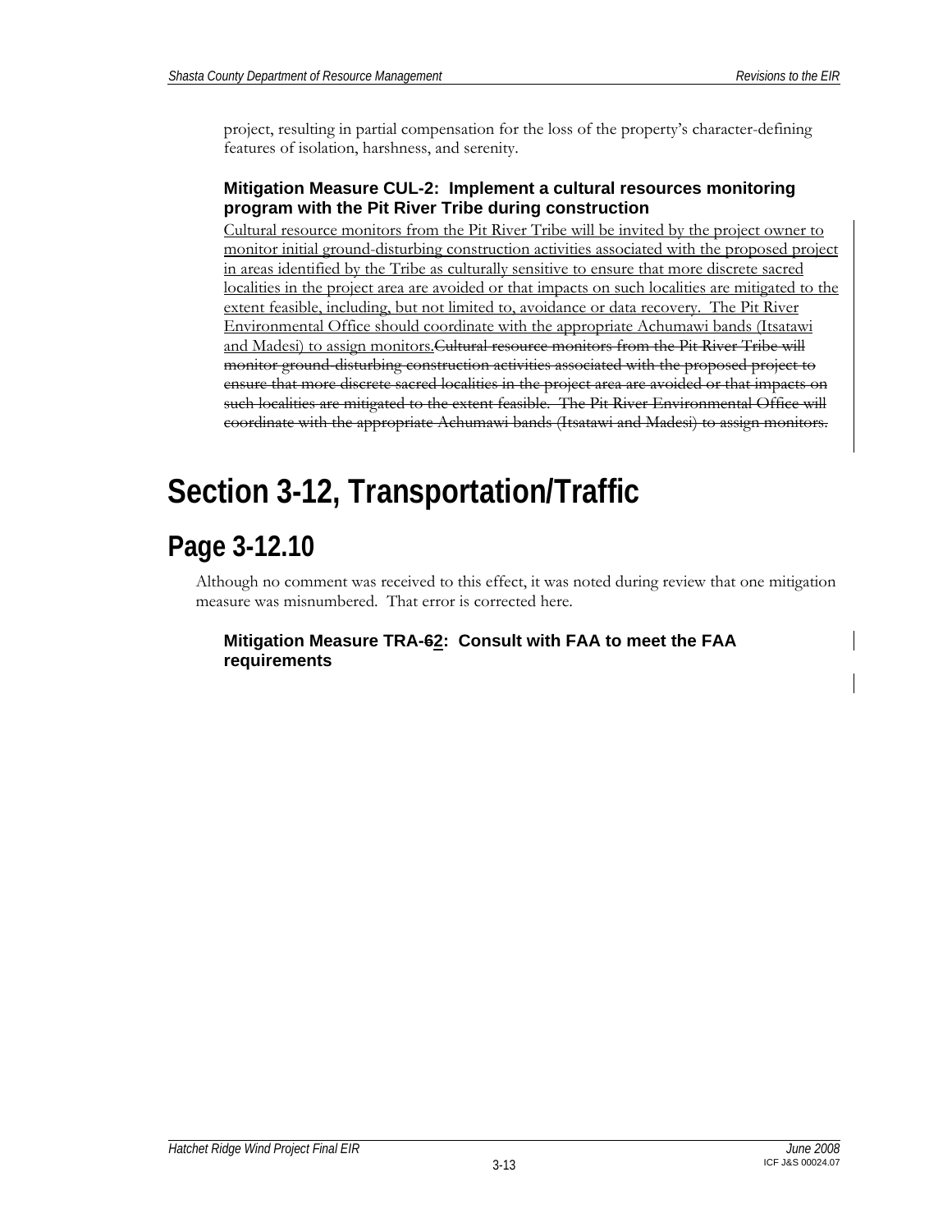project, resulting in partial compensation for the loss of the property's character-defining features of isolation, harshness, and serenity.

**Mitigation Measure CUL-2: Implement a cultural resources monitoring program with the Pit River Tribe during construction**

<u>Cultural resource monitors from the Pit River Tribe will be invited by the project owner to monitor initial ground-disturbing construction activities associated with the proposed project in areas identified by the Tribe as culturally sensitive to ensure that more discrete sacred localities in the project area are avoided or that impacts on such localities are mitigated to the extent feasible, including, but not limited to, avoidance or data recovery. The Pit River Environmental Office should coordinate with the appropriate Achumawi bands (Itsatawi and Madesi) to assign monitors.</u>~~Cultural resource monitors from the Pit River Tribe will monitor ground-disturbing construction activities associated with the proposed project to ensure that more discrete sacred localities in the project area are avoided or that impacts on such localities are mitigated to the extent feasible. The Pit River Environmental Office will coordinate with the appropriate Achumawi bands (Itsatawi and Madesi) to assign monitors.~~

# Section 3-12, Transportation/Traffic

## Page 3-12.10

Although no comment was received to this effect, it was noted during review that one mitigation measure was misnumbered. That error is corrected here.

**Mitigation Measure TRA-~~6~~<u>2</u>: Consult with FAA to meet the FAA requirements**